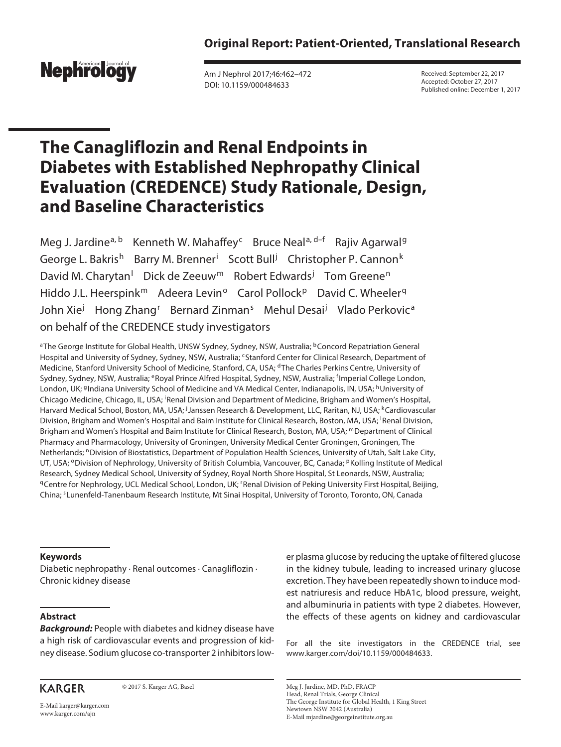Original Report: Patient-Oriented, Translational Research

Received: September 22, 2017
Accepted: October 27, 2017
Published online: December 1, 2017

# The Canagliflozin and Renal Endpoints in Diabetes with Established Nephropathy Clinical Evaluation (CREDENCE) Study Rationale, Design, and Baseline Characteristics

Meg J. Jardine[a, b] Kenneth W. Mahaffey[c] Bruce Neal[a, d–f] Rajiv Agarwal[g] George L. Bakris[h] Barry M. Brenner[i] Scott Bull[j] Christopher P. Cannon[k] David M. Charytan[l] Dick de Zeeuw[m] Robert Edwards[j] Tom Greene[n] Hiddo J.L. Heerspink[m] Adeera Levin[o] Carol Pollock[p] David C. Wheeler[q] John Xie[j] Hong Zhang[r] Bernard Zinman[s] Mehul Desai[j] Vlado Perkovic[a] on behalf of the CREDENCE study investigators

[a]The George Institute for Global Health, UNSW Sydney, Sydney, NSW, Australia; [b]Concord Repatriation General Hospital and University of Sydney, Sydney, NSW, Australia; [c]Stanford Center for Clinical Research, Department of Medicine, Stanford University School of Medicine, Stanford, CA, USA; [d]The Charles Perkins Centre, University of Sydney, Sydney, NSW, Australia; [e]Royal Prince Alfred Hospital, Sydney, NSW, Australia; [f]Imperial College London, London, UK; [g]Indiana University School of Medicine and VA Medical Center, Indianapolis, IN, USA; [h]University of Chicago Medicine, Chicago, IL, USA; [i]Renal Division and Department of Medicine, Brigham and Women's Hospital, Harvard Medical School, Boston, MA, USA; [j]Janssen Research & Development, LLC, Raritan, NJ, USA; [k]Cardiovascular Division, Brigham and Women's Hospital and Baim Institute for Clinical Research, Boston, MA, USA; [l]Renal Division, Brigham and Women's Hospital and Baim Institute for Clinical Research, Boston, MA, USA; [m]Department of Clinical Pharmacy and Pharmacology, University of Groningen, University Medical Center Groningen, Groningen, The Netherlands; [n]Division of Biostatistics, Department of Population Health Sciences, University of Utah, Salt Lake City, UT, USA; [o]Division of Nephrology, University of British Columbia, Vancouver, BC, Canada; [p]Kolling Institute of Medical Research, Sydney Medical School, University of Sydney, Royal North Shore Hospital, St Leonards, NSW, Australia; [q]Centre for Nephrology, UCL Medical School, London, UK; [r]Renal Division of Peking University First Hospital, Beijing, China; [s]Lunenfeld-Tanenbaum Research Institute, Mt Sinai Hospital, University of Toronto, Toronto, ON, Canada

### Keywords

Diabetic nephropathy · Renal outcomes · Canagliflozin · Chronic kidney disease

### Abstract

***Background:*** People with diabetes and kidney disease have a high risk of cardiovascular events and progression of kidney disease. Sodium glucose co-transporter 2 inhibitors lower plasma glucose by reducing the uptake of filtered glucose in the kidney tubule, leading to increased urinary glucose excretion. They have been repeatedly shown to induce modest natriuresis and reduce HbA1c, blood pressure, weight, and albuminuria in patients with type 2 diabetes. However, the effects of these agents on kidney and cardiovascular

For all the site investigators in the CREDENCE trial, see www.karger.com/doi/10.1159/000484633.

KARGER

© 2017 S. Karger AG, Basel

E-Mail karger@karger.com
www.karger.com/ajn

Meg J. Jardine, MD, PhD, FRACP
Head, Renal Trials, George Clinical
The George Institute for Global Health, 1 King Street
Newtown NSW 2042 (Australia)
E-Mail mjardine@georgeinstitute.org.au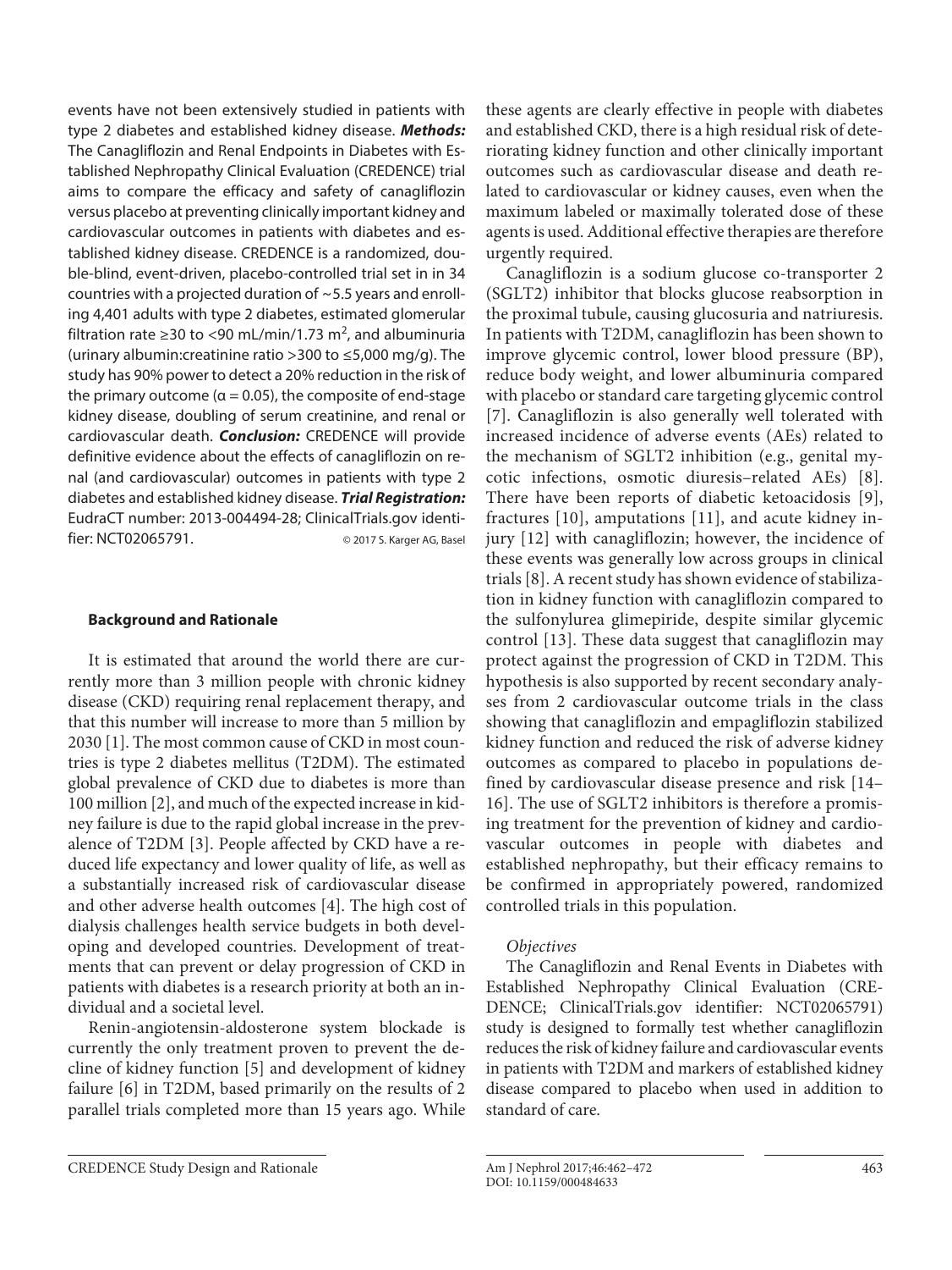events have not been extensively studied in patients with type 2 diabetes and established kidney disease. ***Methods:*** The Canagliflozin and Renal Endpoints in Diabetes with Established Nephropathy Clinical Evaluation (CREDENCE) trial aims to compare the efficacy and safety of canagliflozin versus placebo at preventing clinically important kidney and cardiovascular outcomes in patients with diabetes and established kidney disease. CREDENCE is a randomized, double-blind, event-driven, placebo-controlled trial set in in 34 countries with a projected duration of ~5.5 years and enrolling 4,401 adults with type 2 diabetes, estimated glomerular filtration rate ≥30 to <90 mL/min/1.73 m$^2$, and albuminuria (urinary albumin:creatinine ratio >300 to ≤5,000 mg/g). The study has 90% power to detect a 20% reduction in the risk of the primary outcome ($\alpha = 0.05$), the composite of end-stage kidney disease, doubling of serum creatinine, and renal or cardiovascular death. ***Conclusion:*** CREDENCE will provide definitive evidence about the effects of canagliflozin on renal (and cardiovascular) outcomes in patients with type 2 diabetes and established kidney disease. ***Trial Registration:*** EudraCT number: 2013-004494-28; ClinicalTrials.gov identifier: NCT02065791.

© 2017 S. Karger AG, Basel

## Background and Rationale

It is estimated that around the world there are currently more than 3 million people with chronic kidney disease (CKD) requiring renal replacement therapy, and that this number will increase to more than 5 million by 2030 [1]. The most common cause of CKD in most countries is type 2 diabetes mellitus (T2DM). The estimated global prevalence of CKD due to diabetes is more than 100 million [2], and much of the expected increase in kidney failure is due to the rapid global increase in the prevalence of T2DM [3]. People affected by CKD have a reduced life expectancy and lower quality of life, as well as a substantially increased risk of cardiovascular disease and other adverse health outcomes [4]. The high cost of dialysis challenges health service budgets in both developing and developed countries. Development of treatments that can prevent or delay progression of CKD in patients with diabetes is a research priority at both an individual and a societal level.

Renin-angiotensin-aldosterone system blockade is currently the only treatment proven to prevent the decline of kidney function [5] and development of kidney failure [6] in T2DM, based primarily on the results of 2 parallel trials completed more than 15 years ago. While these agents are clearly effective in people with diabetes and established CKD, there is a high residual risk of deteriorating kidney function and other clinically important outcomes such as cardiovascular disease and death related to cardiovascular or kidney causes, even when the maximum labeled or maximally tolerated dose of these agents is used. Additional effective therapies are therefore urgently required.

Canagliflozin is a sodium glucose co-transporter 2 (SGLT2) inhibitor that blocks glucose reabsorption in the proximal tubule, causing glucosuria and natriuresis. In patients with T2DM, canagliflozin has been shown to improve glycemic control, lower blood pressure (BP), reduce body weight, and lower albuminuria compared with placebo or standard care targeting glycemic control [7]. Canagliflozin is also generally well tolerated with increased incidence of adverse events (AEs) related to the mechanism of SGLT2 inhibition (e.g., genital mycotic infections, osmotic diuresis–related AEs) [8]. There have been reports of diabetic ketoacidosis [9], fractures [10], amputations [11], and acute kidney injury [12] with canagliflozin; however, the incidence of these events was generally low across groups in clinical trials [8]. A recent study has shown evidence of stabilization in kidney function with canagliflozin compared to the sulfonylurea glimepiride, despite similar glycemic control [13]. These data suggest that canagliflozin may protect against the progression of CKD in T2DM. This hypothesis is also supported by recent secondary analyses from 2 cardiovascular outcome trials in the class showing that canagliflozin and empagliflozin stabilized kidney function and reduced the risk of adverse kidney outcomes as compared to placebo in populations defined by cardiovascular disease presence and risk [14–16]. The use of SGLT2 inhibitors is therefore a promising treatment for the prevention of kidney and cardiovascular outcomes in people with diabetes and established nephropathy, but their efficacy remains to be confirmed in appropriately powered, randomized controlled trials in this population.

### *Objectives*

The Canagliflozin and Renal Events in Diabetes with Established Nephropathy Clinical Evaluation (CREDENCE; ClinicalTrials.gov identifier: NCT02065791) study is designed to formally test whether canagliflozin reduces the risk of kidney failure and cardiovascular events in patients with T2DM and markers of established kidney disease compared to placebo when used in addition to standard of care.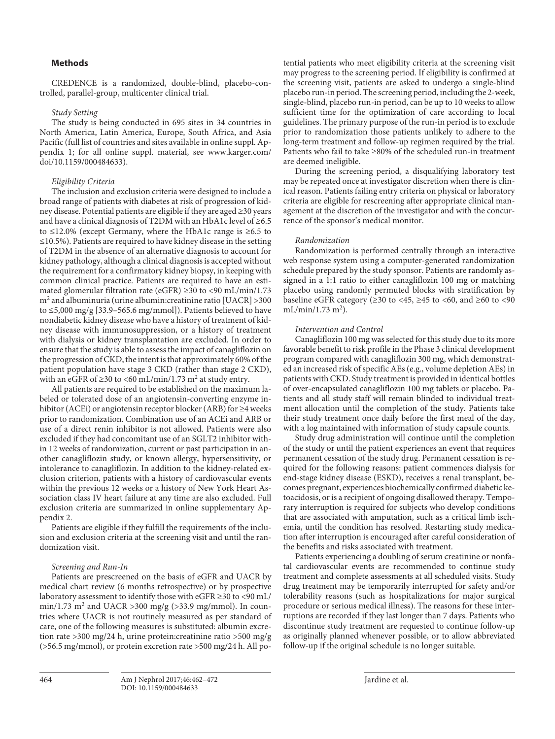## Methods

CREDENCE is a randomized, double-blind, placebo-controlled, parallel-group, multicenter clinical trial.

### *Study Setting*

The study is being conducted in 695 sites in 34 countries in North America, Latin America, Europe, South Africa, and Asia Pacific (full list of countries and sites available in online suppl. Appendix 1; for all online suppl. material, see www.karger.com/doi/10.1159/000484633).

### *Eligibility Criteria*

The inclusion and exclusion criteria were designed to include a broad range of patients with diabetes at risk of progression of kidney disease. Potential patients are eligible if they are aged ≥30 years and have a clinical diagnosis of T2DM with an HbA1c level of ≥6.5 to ≤12.0% (except Germany, where the HbA1c range is ≥6.5 to ≤10.5%). Patients are required to have kidney disease in the setting of T2DM in the absence of an alternative diagnosis to account for kidney pathology, although a clinical diagnosis is accepted without the requirement for a confirmatory kidney biopsy, in keeping with common clinical practice. Patients are required to have an estimated glomerular filtration rate (eGFR) ≥30 to <90 mL/min/1.73 $m^2$ and albuminuria (urine albumin:creatinine ratio [UACR] >300 to ≤5,000 mg/g [33.9–565.6 mg/mmol]). Patients believed to have nondiabetic kidney disease who have a history of treatment of kidney disease with immunosuppression, or a history of treatment with dialysis or kidney transplantation are excluded. In order to ensure that the study is able to assess the impact of canagliflozin on the progression of CKD, the intent is that approximately 60% of the patient population have stage 3 CKD (rather than stage 2 CKD), with an eGFR of ≥30 to <60 mL/min/1.73 $m^2$ at study entry.

All patients are required to be established on the maximum labeled or tolerated dose of an angiotensin-converting enzyme inhibitor (ACEi) or angiotensin receptor blocker (ARB) for ≥4 weeks prior to randomization. Combination use of an ACEi and ARB or use of a direct renin inhibitor is not allowed. Patients were also excluded if they had concomitant use of an SGLT2 inhibitor within 12 weeks of randomization, current or past participation in another canagliflozin study, or known allergy, hypersensitivity, or intolerance to canagliflozin. In addition to the kidney-related exclusion criterion, patients with a history of cardiovascular events within the previous 12 weeks or a history of New York Heart Association class IV heart failure at any time are also excluded. Full exclusion criteria are summarized in online supplementary Appendix 2.

Patients are eligible if they fulfill the requirements of the inclusion and exclusion criteria at the screening visit and until the randomization visit.

### *Screening and Run-In*

Patients are prescreened on the basis of eGFR and UACR by medical chart review (6 months retrospective) or by prospective laboratory assessment to identify those with eGFR ≥30 to <90 mL/min/1.73 $m^2$ and UACR >300 mg/g (>33.9 mg/mmol). In countries where UACR is not routinely measured as per standard of care, one of the following measures is substituted: albumin excretion rate >300 mg/24 h, urine protein:creatinine ratio >500 mg/g (>56.5 mg/mmol), or protein excretion rate >500 mg/24 h. All potential patients who meet eligibility criteria at the screening visit may progress to the screening period. If eligibility is confirmed at the screening visit, patients are asked to undergo a single-blind placebo run-in period. The screening period, including the 2-week, single-blind, placebo run-in period, can be up to 10 weeks to allow sufficient time for the optimization of care according to local guidelines. The primary purpose of the run-in period is to exclude prior to randomization those patients unlikely to adhere to the long-term treatment and follow-up regimen required by the trial. Patients who fail to take ≥80% of the scheduled run-in treatment are deemed ineligible.

During the screening period, a disqualifying laboratory test may be repeated once at investigator discretion when there is clinical reason. Patients failing entry criteria on physical or laboratory criteria are eligible for rescreening after appropriate clinical management at the discretion of the investigator and with the concurrence of the sponsor's medical monitor.

### *Randomization*

Randomization is performed centrally through an interactive web response system using a computer-generated randomization schedule prepared by the study sponsor. Patients are randomly assigned in a 1:1 ratio to either canagliflozin 100 mg or matching placebo using randomly permuted blocks with stratification by baseline eGFR category (≥30 to <45, ≥45 to <60, and ≥60 to <90 mL/min/1.73 $m^2$).

### *Intervention and Control*

Canagliflozin 100 mg was selected for this study due to its more favorable benefit to risk profile in the Phase 3 clinical development program compared with canagliflozin 300 mg, which demonstrated an increased risk of specific AEs (e.g., volume depletion AEs) in patients with CKD. Study treatment is provided in identical bottles of over-encapsulated canagliflozin 100 mg tablets or placebo. Patients and all study staff will remain blinded to individual treatment allocation until the completion of the study. Patients take their study treatment once daily before the first meal of the day, with a log maintained with information of study capsule counts.

Study drug administration will continue until the completion of the study or until the patient experiences an event that requires permanent cessation of the study drug. Permanent cessation is required for the following reasons: patient commences dialysis for end-stage kidney disease (ESKD), receives a renal transplant, becomes pregnant, experiences biochemically confirmed diabetic ketoacidosis, or is a recipient of ongoing disallowed therapy. Temporary interruption is required for subjects who develop conditions that are associated with amputation, such as a critical limb ischemia, until the condition has resolved. Restarting study medication after interruption is encouraged after careful consideration of the benefits and risks associated with treatment.

Patients experiencing a doubling of serum creatinine or nonfatal cardiovascular events are recommended to continue study treatment and complete assessments at all scheduled visits. Study drug treatment may be temporarily interrupted for safety and/or tolerability reasons (such as hospitalizations for major surgical procedure or serious medical illness). The reasons for these interruptions are recorded if they last longer than 7 days. Patients who discontinue study treatment are requested to continue follow-up as originally planned whenever possible, or to allow abbreviated follow-up if the original schedule is no longer suitable.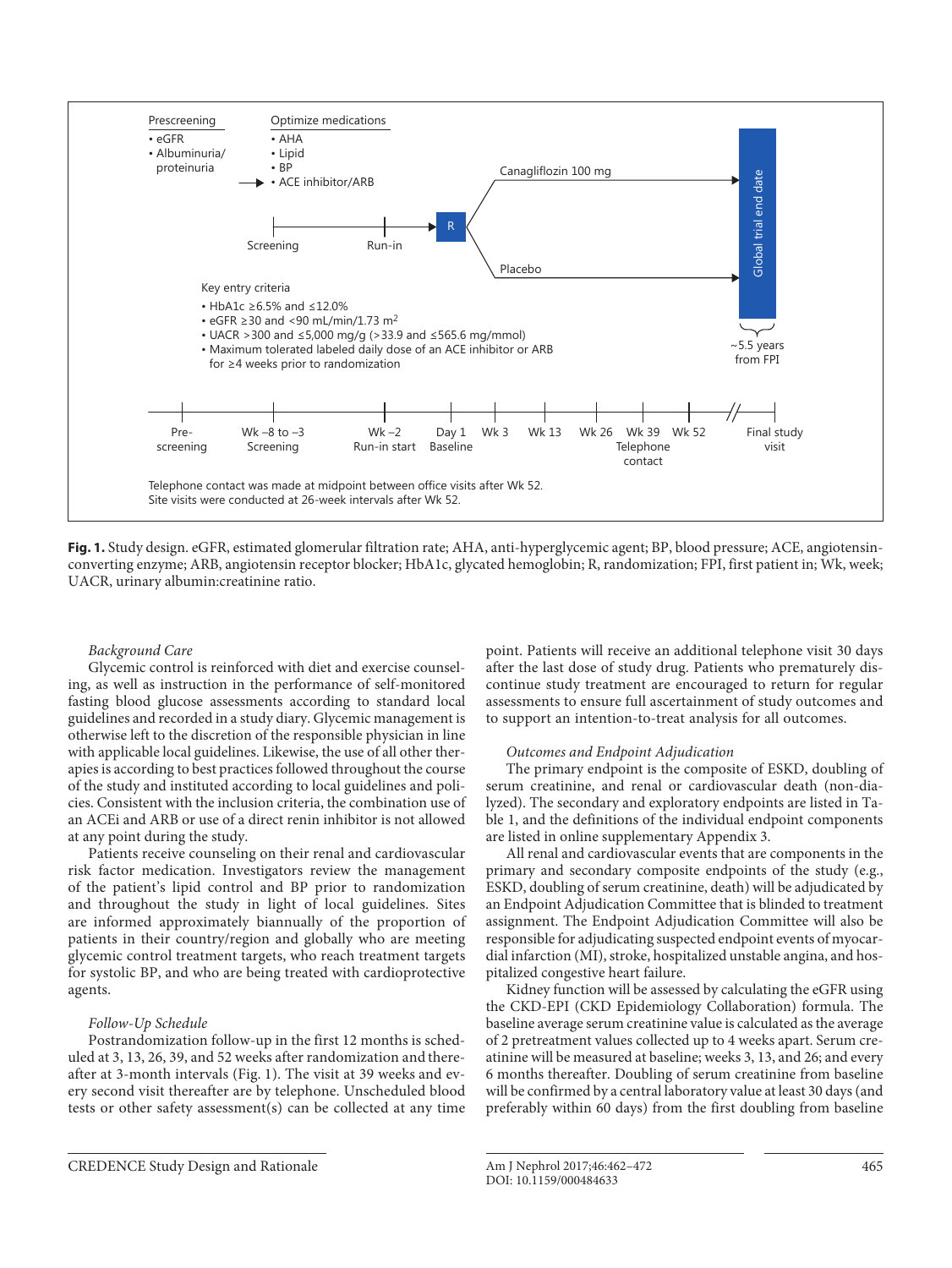**Fig. 1.** Study design. eGFR, estimated glomerular filtration rate; AHA, anti-hyperglycemic agent; BP, blood pressure; ACE, angiotensin-converting enzyme; ARB, angiotensin receptor blocker; HbA1c, glycated hemoglobin; R, randomization; FPI, first patient in; Wk, week; UACR, urinary albumin:creatinine ratio.

*Background Care*

Glycemic control is reinforced with diet and exercise counseling, as well as instruction in the performance of self-monitored fasting blood glucose assessments according to standard local guidelines and recorded in a study diary. Glycemic management is otherwise left to the discretion of the responsible physician in line with applicable local guidelines. Likewise, the use of all other therapies is according to best practices followed throughout the course of the study and instituted according to local guidelines and policies. Consistent with the inclusion criteria, the combination use of an ACEi and ARB or use of a direct renin inhibitor is not allowed at any point during the study.

Patients receive counseling on their renal and cardiovascular risk factor medication. Investigators review the management of the patient's lipid control and BP prior to randomization and throughout the study in light of local guidelines. Sites are informed approximately biannually of the proportion of patients in their country/region and globally who are meeting glycemic control treatment targets, who reach treatment targets for systolic BP, and who are being treated with cardioprotective agents.

*Follow-Up Schedule*

Postrandomization follow-up in the first 12 months is scheduled at 3, 13, 26, 39, and 52 weeks after randomization and thereafter at 3-month intervals (Fig. 1). The visit at 39 weeks and every second visit thereafter are by telephone. Unscheduled blood tests or other safety assessment(s) can be collected at any time point. Patients will receive an additional telephone visit 30 days after the last dose of study drug. Patients who prematurely discontinue study treatment are encouraged to return for regular assessments to ensure full ascertainment of study outcomes and to support an intention-to-treat analysis for all outcomes.

*Outcomes and Endpoint Adjudication*

The primary endpoint is the composite of ESKD, doubling of serum creatinine, and renal or cardiovascular death (non-dialyzed). The secondary and exploratory endpoints are listed in Table 1, and the definitions of the individual endpoint components are listed in online supplementary Appendix 3.

All renal and cardiovascular events that are components in the primary and secondary composite endpoints of the study (e.g., ESKD, doubling of serum creatinine, death) will be adjudicated by an Endpoint Adjudication Committee that is blinded to treatment assignment. The Endpoint Adjudication Committee will also be responsible for adjudicating suspected endpoint events of myocardial infarction (MI), stroke, hospitalized unstable angina, and hospitalized congestive heart failure.

Kidney function will be assessed by calculating the eGFR using the CKD-EPI (CKD Epidemiology Collaboration) formula. The baseline average serum creatinine value is calculated as the average of 2 pretreatment values collected up to 4 weeks apart. Serum creatinine will be measured at baseline; weeks 3, 13, and 26; and every 6 months thereafter. Doubling of serum creatinine from baseline will be confirmed by a central laboratory value at least 30 days (and preferably within 60 days) from the first doubling from baseline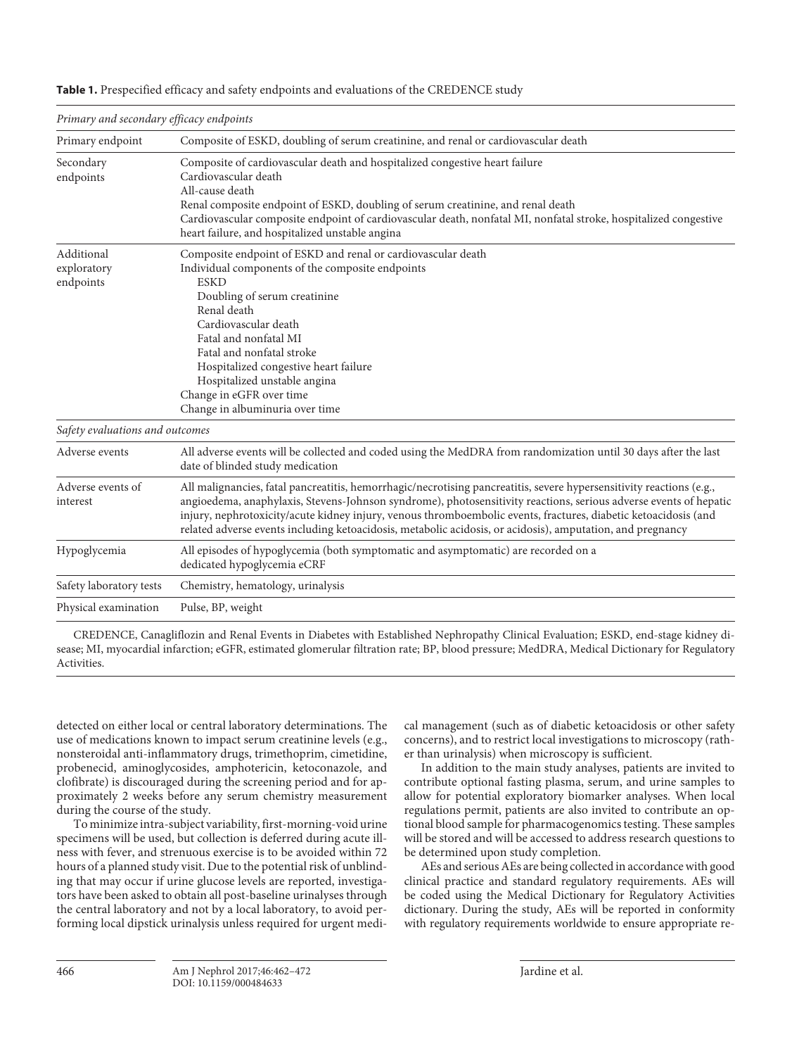**Table 1.** Prespecified efficacy and safety endpoints and evaluations of the CREDENCE study

| *Primary and secondary efficacy endpoints* | |
|---|---|
| Primary endpoint | Composite of ESKD, doubling of serum creatinine, and renal or cardiovascular death |
| Secondary endpoints | Composite of cardiovascular death and hospitalized congestive heart failure<br>Cardiovascular death<br>All-cause death<br>Renal composite endpoint of ESKD, doubling of serum creatinine, and renal death<br>Cardiovascular composite endpoint of cardiovascular death, nonfatal MI, nonfatal stroke, hospitalized congestive heart failure, and hospitalized unstable angina |
| Additional exploratory endpoints | Composite endpoint of ESKD and renal or cardiovascular death<br>Individual components of the composite endpoints<br>ESKD<br>Doubling of serum creatinine<br>Renal death<br>Cardiovascular death<br>Fatal and nonfatal MI<br>Fatal and nonfatal stroke<br>Hospitalized congestive heart failure<br>Hospitalized unstable angina<br>Change in eGFR over time<br>Change in albuminuria over time |
| *Safety evaluations and outcomes* | |
| Adverse events | All adverse events will be collected and coded using the MedDRA from randomization until 30 days after the last date of blinded study medication |
| Adverse events of interest | All malignancies, fatal pancreatitis, hemorrhagic/necrotising pancreatitis, severe hypersensitivity reactions (e.g., angioedema, anaphylaxis, Stevens-Johnson syndrome), photosensitivity reactions, serious adverse events of hepatic injury, nephrotoxicity/acute kidney injury, venous thromboembolic events, fractures, diabetic ketoacidosis (and related adverse events including ketoacidosis, metabolic acidosis, or acidosis), amputation, and pregnancy |
| Hypoglycemia | All episodes of hypoglycemia (both symptomatic and asymptomatic) are recorded on a dedicated hypoglycemia eCRF |
| Safety laboratory tests | Chemistry, hematology, urinalysis |
| Physical examination | Pulse, BP, weight |

CREDENCE, Canagliflozin and Renal Events in Diabetes with Established Nephropathy Clinical Evaluation; ESKD, end-stage kidney disease; MI, myocardial infarction; eGFR, estimated glomerular filtration rate; BP, blood pressure; MedDRA, Medical Dictionary for Regulatory Activities.

detected on either local or central laboratory determinations. The use of medications known to impact serum creatinine levels (e.g., nonsteroidal anti-inflammatory drugs, trimethoprim, cimetidine, probenecid, aminoglycosides, amphotericin, ketoconazole, and clofibrate) is discouraged during the screening period and for approximately 2 weeks before any serum chemistry measurement during the course of the study.

To minimize intra-subject variability, first-morning-void urine specimens will be used, but collection is deferred during acute illness with fever, and strenuous exercise is to be avoided within 72 hours of a planned study visit. Due to the potential risk of unblinding that may occur if urine glucose levels are reported, investigators have been asked to obtain all post-baseline urinalyses through the central laboratory and not by a local laboratory, to avoid performing local dipstick urinalysis unless required for urgent medical management (such as of diabetic ketoacidosis or other safety concerns), and to restrict local investigations to microscopy (rather than urinalysis) when microscopy is sufficient.

In addition to the main study analyses, patients are invited to contribute optional fasting plasma, serum, and urine samples to allow for potential exploratory biomarker analyses. When local regulations permit, patients are also invited to contribute an optional blood sample for pharmacogenomics testing. These samples will be stored and will be accessed to address research questions to be determined upon study completion.

AEs and serious AEs are being collected in accordance with good clinical practice and standard regulatory requirements. AEs will be coded using the Medical Dictionary for Regulatory Activities dictionary. During the study, AEs will be reported in conformity with regulatory requirements worldwide to ensure appropriate re-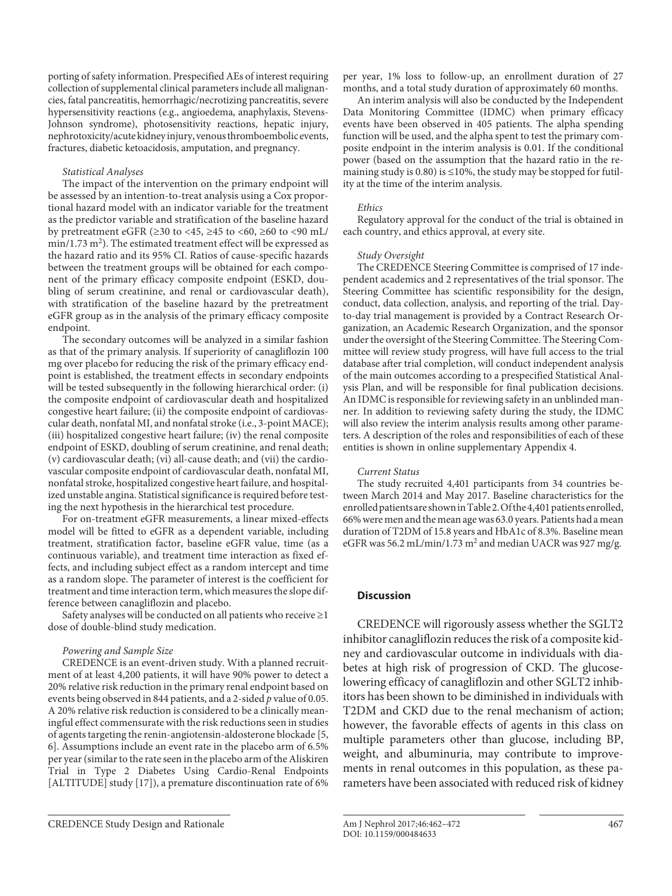porting of safety information. Prespecified AEs of interest requiring collection of supplemental clinical parameters include all malignancies, fatal pancreatitis, hemorrhagic/necrotizing pancreatitis, severe hypersensitivity reactions (e.g., angioedema, anaphylaxis, Stevens-Johnson syndrome), photosensitivity reactions, hepatic injury, nephrotoxicity/acute kidney injury, venous thromboembolic events, fractures, diabetic ketoacidosis, amputation, and pregnancy.

*Statistical Analyses*

The impact of the intervention on the primary endpoint will be assessed by an intention-to-treat analysis using a Cox proportional hazard model with an indicator variable for the treatment as the predictor variable and stratification of the baseline hazard by pretreatment eGFR (≥30 to <45, ≥45 to <60, ≥60 to <90 mL/min/1.73 $m^2$). The estimated treatment effect will be expressed as the hazard ratio and its 95% CI. Ratios of cause-specific hazards between the treatment groups will be obtained for each component of the primary efficacy composite endpoint (ESKD, doubling of serum creatinine, and renal or cardiovascular death), with stratification of the baseline hazard by the pretreatment eGFR group as in the analysis of the primary efficacy composite endpoint.

The secondary outcomes will be analyzed in a similar fashion as that of the primary analysis. If superiority of canagliflozin 100 mg over placebo for reducing the risk of the primary efficacy endpoint is established, the treatment effects in secondary endpoints will be tested subsequently in the following hierarchical order: (i) the composite endpoint of cardiovascular death and hospitalized congestive heart failure; (ii) the composite endpoint of cardiovascular death, nonfatal MI, and nonfatal stroke (i.e., 3-point MACE); (iii) hospitalized congestive heart failure; (iv) the renal composite endpoint of ESKD, doubling of serum creatinine, and renal death; (v) cardiovascular death; (vi) all-cause death; and (vii) the cardiovascular composite endpoint of cardiovascular death, nonfatal MI, nonfatal stroke, hospitalized congestive heart failure, and hospitalized unstable angina. Statistical significance is required before testing the next hypothesis in the hierarchical test procedure.

For on-treatment eGFR measurements, a linear mixed-effects model will be fitted to eGFR as a dependent variable, including treatment, stratification factor, baseline eGFR value, time (as a continuous variable), and treatment time interaction as fixed effects, and including subject effect as a random intercept and time as a random slope. The parameter of interest is the coefficient for treatment and time interaction term, which measures the slope difference between canagliflozin and placebo.

Safety analyses will be conducted on all patients who receive ≥1 dose of double-blind study medication.

*Powering and Sample Size*

CREDENCE is an event-driven study. With a planned recruitment of at least 4,200 patients, it will have 90% power to detect a 20% relative risk reduction in the primary renal endpoint based on events being observed in 844 patients, and a 2-sided $p$ value of 0.05. A 20% relative risk reduction is considered to be a clinically meaningful effect commensurate with the risk reductions seen in studies of agents targeting the renin-angiotensin-aldosterone blockade [5, 6]. Assumptions include an event rate in the placebo arm of 6.5% per year (similar to the rate seen in the placebo arm of the Aliskiren Trial in Type 2 Diabetes Using Cardio-Renal Endpoints [ALTITUDE] study [17]), a premature discontinuation rate of 6% per year, 1% loss to follow-up, an enrollment duration of 27 months, and a total study duration of approximately 60 months.

An interim analysis will also be conducted by the Independent Data Monitoring Committee (IDMC) when primary efficacy events have been observed in 405 patients. The alpha spending function will be used, and the alpha spent to test the primary composite endpoint in the interim analysis is 0.01. If the conditional power (based on the assumption that the hazard ratio in the remaining study is 0.80) is ≤10%, the study may be stopped for futility at the time of the interim analysis.

*Ethics*

Regulatory approval for the conduct of the trial is obtained in each country, and ethics approval, at every site.

*Study Oversight*

The CREDENCE Steering Committee is comprised of 17 independent academics and 2 representatives of the trial sponsor. The Steering Committee has scientific responsibility for the design, conduct, data collection, analysis, and reporting of the trial. Day-to-day trial management is provided by a Contract Research Organization, an Academic Research Organization, and the sponsor under the oversight of the Steering Committee. The Steering Committee will review study progress, will have full access to the trial database after trial completion, will conduct independent analysis of the main outcomes according to a prespecified Statistical Analysis Plan, and will be responsible for final publication decisions. An IDMC is responsible for reviewing safety in an unblinded manner. In addition to reviewing safety during the study, the IDMC will also review the interim analysis results among other parameters. A description of the roles and responsibilities of each of these entities is shown in online supplementary Appendix 4.

*Current Status*

The study recruited 4,401 participants from 34 countries between March 2014 and May 2017. Baseline characteristics for the enrolled patients are shown in Table 2. Of the 4,401 patients enrolled, 66% were men and the mean age was 63.0 years. Patients had a mean duration of T2DM of 15.8 years and HbA1c of 8.3%. Baseline mean eGFR was 56.2 mL/min/1.73 $m^2$ and median UACR was 927 mg/g.

## Discussion

CREDENCE will rigorously assess whether the SGLT2 inhibitor canagliflozin reduces the risk of a composite kidney and cardiovascular outcome in individuals with diabetes at high risk of progression of CKD. The glucose-lowering efficacy of canagliflozin and other SGLT2 inhibitors has been shown to be diminished in individuals with T2DM and CKD due to the renal mechanism of action; however, the favorable effects of agents in this class on multiple parameters other than glucose, including BP, weight, and albuminuria, may contribute to improvements in renal outcomes in this population, as these parameters have been associated with reduced risk of kidney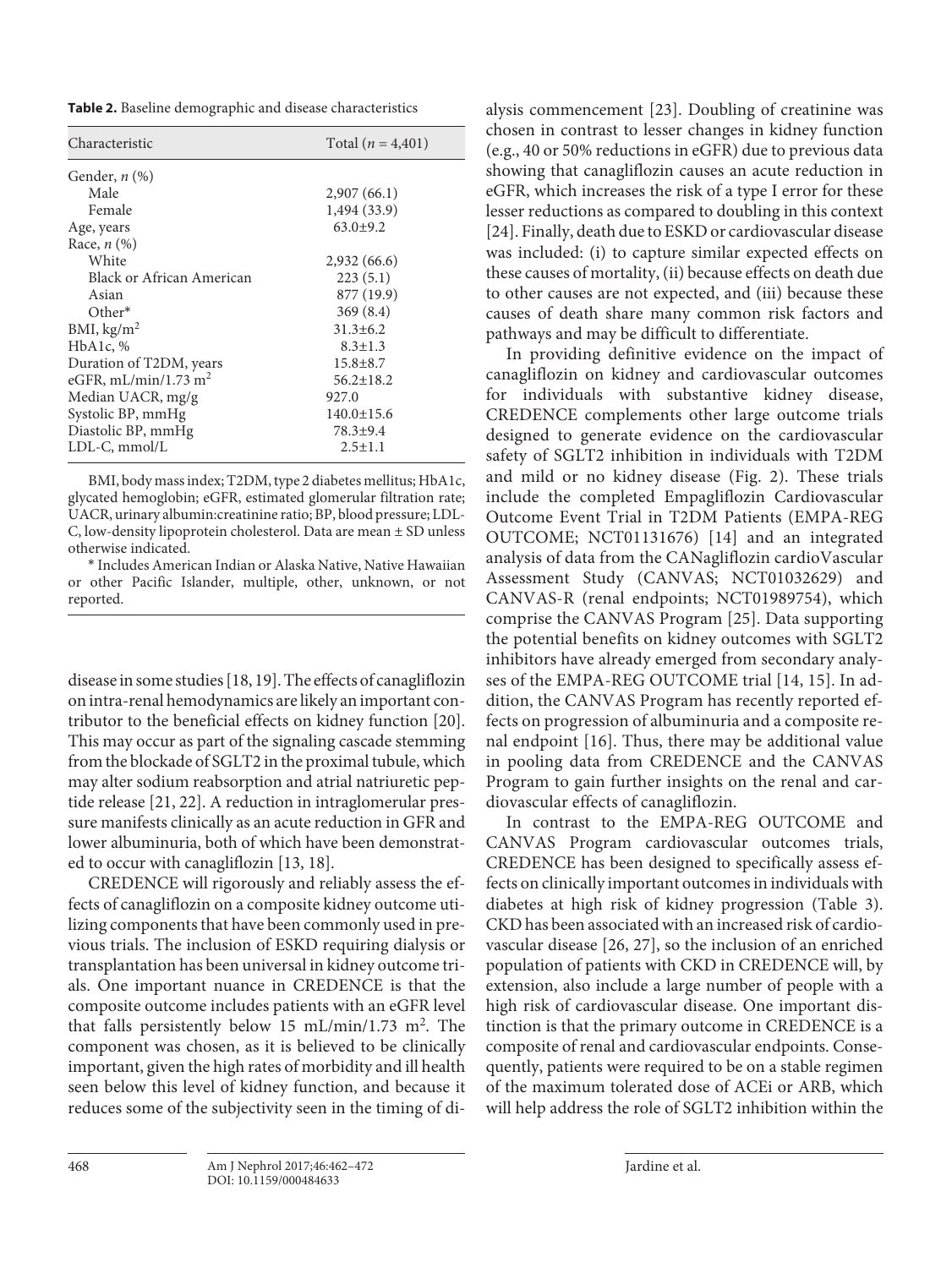**Table 2.** Baseline demographic and disease characteristics

| Characteristic | Total ($n$ = 4,401) |
|---|---|
| Gender, $n$ (%) | |
| Male | 2,907 (66.1) |
| Female | 1,494 (33.9) |
| Age, years | 63.0±9.2 |
| Race, $n$ (%) | |
| White | 2,932 (66.6) |
| Black or African American | 223 (5.1) |
| Asian | 877 (19.9) |
| Other* | 369 (8.4) |
| BMI, kg/m$^2$ | 31.3±6.2 |
| HbA1c, % | 8.3±1.3 |
| Duration of T2DM, years | 15.8±8.7 |
| eGFR, mL/min/1.73 m$^2$ | 56.2±18.2 |
| Median UACR, mg/g | 927.0 |
| Systolic BP, mmHg | 140.0±15.6 |
| Diastolic BP, mmHg | 78.3±9.4 |
| LDL-C, mmol/L | 2.5±1.1 |

BMI, body mass index; T2DM, type 2 diabetes mellitus; HbA1c, glycated hemoglobin; eGFR, estimated glomerular filtration rate; UACR, urinary albumin:creatinine ratio; BP, blood pressure; LDL-C, low-density lipoprotein cholesterol. Data are mean ± SD unless otherwise indicated.

* Includes American Indian or Alaska Native, Native Hawaiian or other Pacific Islander, multiple, other, unknown, or not reported.

disease in some studies [18, 19]. The effects of canagliflozin on intra-renal hemodynamics are likely an important contributor to the beneficial effects on kidney function [20]. This may occur as part of the signaling cascade stemming from the blockade of SGLT2 in the proximal tubule, which may alter sodium reabsorption and atrial natriuretic peptide release [21, 22]. A reduction in intraglomerular pressure manifests clinically as an acute reduction in GFR and lower albuminuria, both of which have been demonstrated to occur with canagliflozin [13, 18].

CREDENCE will rigorously and reliably assess the effects of canagliflozin on a composite kidney outcome utilizing components that have been commonly used in previous trials. The inclusion of ESKD requiring dialysis or transplantation has been universal in kidney outcome trials. One important nuance in CREDENCE is that the composite outcome includes patients with an eGFR level that falls persistently below 15 mL/min/1.73 m$^2$. The component was chosen, as it is believed to be clinically important, given the high rates of morbidity and ill health seen below this level of kidney function, and because it reduces some of the subjectivity seen in the timing of dialysis commencement [23]. Doubling of creatinine was chosen in contrast to lesser changes in kidney function (e.g., 40 or 50% reductions in eGFR) due to previous data showing that canagliflozin causes an acute reduction in eGFR, which increases the risk of a type I error for these lesser reductions as compared to doubling in this context [24]. Finally, death due to ESKD or cardiovascular disease was included: (i) to capture similar expected effects on these causes of mortality, (ii) because effects on death due to other causes are not expected, and (iii) because these causes of death share many common risk factors and pathways and may be difficult to differentiate.

In providing definitive evidence on the impact of canagliflozin on kidney and cardiovascular outcomes for individuals with substantive kidney disease, CREDENCE complements other large outcome trials designed to generate evidence on the cardiovascular safety of SGLT2 inhibition in individuals with T2DM and mild or no kidney disease (Fig. 2). These trials include the completed Empagliflozin Cardiovascular Outcome Event Trial in T2DM Patients (EMPA-REG OUTCOME; NCT01131676) [14] and an integrated analysis of data from the CANagliflozin cardioVascular Assessment Study (CANVAS; NCT01032629) and CANVAS-R (renal endpoints; NCT01989754), which comprise the CANVAS Program [25]. Data supporting the potential benefits on kidney outcomes with SGLT2 inhibitors have already emerged from secondary analyses of the EMPA-REG OUTCOME trial [14, 15]. In addition, the CANVAS Program has recently reported effects on progression of albuminuria and a composite renal endpoint [16]. Thus, there may be additional value in pooling data from CREDENCE and the CANVAS Program to gain further insights on the renal and cardiovascular effects of canagliflozin.

In contrast to the EMPA-REG OUTCOME and CANVAS Program cardiovascular outcomes trials, CREDENCE has been designed to specifically assess effects on clinically important outcomes in individuals with diabetes at high risk of kidney progression (Table 3). CKD has been associated with an increased risk of cardiovascular disease [26, 27], so the inclusion of an enriched population of patients with CKD in CREDENCE will, by extension, also include a large number of people with a high risk of cardiovascular disease. One important distinction is that the primary outcome in CREDENCE is a composite of renal and cardiovascular endpoints. Consequently, patients were required to be on a stable regimen of the maximum tolerated dose of ACEi or ARB, which will help address the role of SGLT2 inhibition within the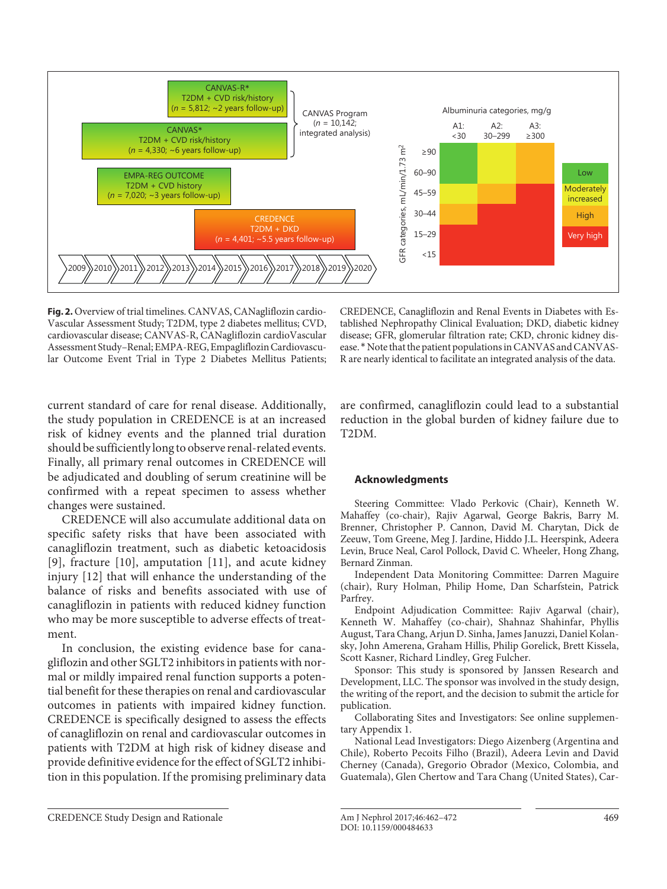**Fig. 2.** Overview of trial timelines. CANVAS, CANagliflozin cardioVascular Assessment Study; T2DM, type 2 diabetes mellitus; CVD, cardiovascular disease; CANVAS-R, CANagliflozin cardioVascular Assessment Study–Renal; EMPA-REG, Empagliflozin Cardiovascular Outcome Event Trial in Type 2 Diabetes Mellitus Patients; CREDENCE, Canagliflozin and Renal Events in Diabetes with Established Nephropathy Clinical Evaluation; DKD, diabetic kidney disease; GFR, glomerular filtration rate; CKD, chronic kidney disease. * Note that the patient populations in CANVAS and CANVAS-R are nearly identical to facilitate an integrated analysis of the data.

current standard of care for renal disease. Additionally, the study population in CREDENCE is at an increased risk of kidney events and the planned trial duration should be sufficiently long to observe renal-related events. Finally, all primary renal outcomes in CREDENCE will be adjudicated and doubling of serum creatinine will be confirmed with a repeat specimen to assess whether changes were sustained.

CREDENCE will also accumulate additional data on specific safety risks that have been associated with canagliflozin treatment, such as diabetic ketoacidosis [9], fracture [10], amputation [11], and acute kidney injury [12] that will enhance the understanding of the balance of risks and benefits associated with use of canagliflozin in patients with reduced kidney function who may be more susceptible to adverse effects of treatment.

In conclusion, the existing evidence base for canagliflozin and other SGLT2 inhibitors in patients with normal or mildly impaired renal function supports a potential benefit for these therapies on renal and cardiovascular outcomes in patients with impaired kidney function. CREDENCE is specifically designed to assess the effects of canagliflozin on renal and cardiovascular outcomes in patients with T2DM at high risk of kidney disease and provide definitive evidence for the effect of SGLT2 inhibition in this population. If the promising preliminary data are confirmed, canagliflozin could lead to a substantial reduction in the global burden of kidney failure due to T2DM.

## Acknowledgments

Steering Committee: Vlado Perkovic (Chair), Kenneth W. Mahaffey (co-chair), Rajiv Agarwal, George Bakris, Barry M. Brenner, Christopher P. Cannon, David M. Charytan, Dick de Zeeuw, Tom Greene, Meg J. Jardine, Hiddo J.L. Heerspink, Adeera Levin, Bruce Neal, Carol Pollock, David C. Wheeler, Hong Zhang, Bernard Zinman.

Independent Data Monitoring Committee: Darren Maguire (chair), Rury Holman, Philip Home, Dan Scharfstein, Patrick Parfrey.

Endpoint Adjudication Committee: Rajiv Agarwal (chair), Kenneth W. Mahaffey (co-chair), Shahnaz Shahinfar, Phyllis August, Tara Chang, Arjun D. Sinha, James Januzzi, Daniel Kolansky, John Amerena, Graham Hillis, Philip Gorelick, Brett Kissela, Scott Kasner, Richard Lindley, Greg Fulcher.

Sponsor: This study is sponsored by Janssen Research and Development, LLC. The sponsor was involved in the study design, the writing of the report, and the decision to submit the article for publication.

Collaborating Sites and Investigators: See online supplementary Appendix 1.

National Lead Investigators: Diego Aizenberg (Argentina and Chile), Roberto Pecoits Filho (Brazil), Adeera Levin and David Cherney (Canada), Gregorio Obrador (Mexico, Colombia, and Guatemala), Glen Chertow and Tara Chang (United States), Car-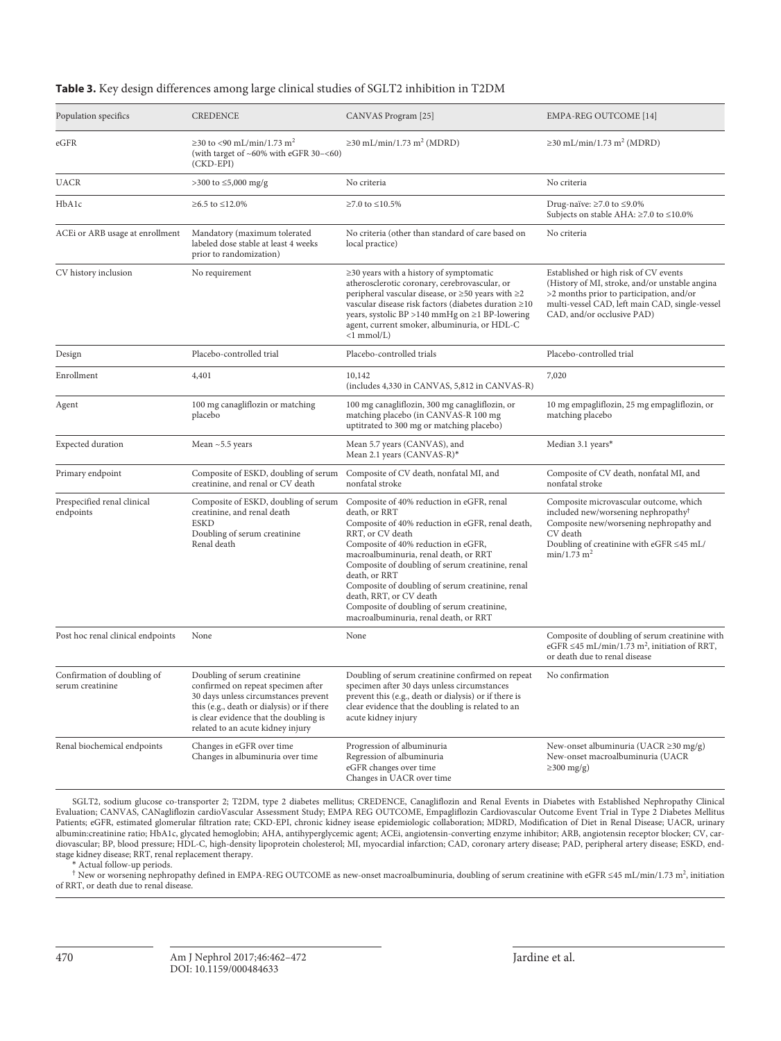**Table 3.** Key design differences among large clinical studies of SGLT2 inhibition in T2DM

| Population specifics | CREDENCE | CANVAS Program [25] | EMPA-REG OUTCOME [14] |
|---|---|---|---|
| eGFR | ≥30 to <90 mL/min/1.73 m$^2$ (with target of ~60% with eGFR 30–<60) (CKD-EPI) | ≥30 mL/min/1.73 m$^2$ (MDRD) | ≥30 mL/min/1.73 m$^2$ (MDRD) |
| UACR | >300 to ≤5,000 mg/g | No criteria | No criteria |
| HbA1c | ≥6.5 to ≤12.0% | ≥7.0 to ≤10.5% | Drug-naïve: ≥7.0 to ≤9.0%<br>Subjects on stable AHA: ≥7.0 to ≤10.0% |
| ACEi or ARB usage at enrollment | Mandatory (maximum tolerated labeled dose stable at least 4 weeks prior to randomization) | No criteria (other than standard of care based on local practice) | No criteria |
| CV history inclusion | No requirement | ≥30 years with a history of symptomatic atherosclerotic coronary, cerebrovascular, or peripheral vascular disease, or ≥50 years with ≥2 vascular disease risk factors (diabetes duration ≥10 years, systolic BP >140 mmHg on ≥1 BP-lowering agent, current smoker, albuminuria, or HDL-C <1 mmol/L) | Established or high risk of CV events (History of MI, stroke, and/or unstable angina >2 months prior to participation, and/or multi-vessel CAD, left main CAD, single-vessel CAD, and/or occlusive PAD) |
| Design | Placebo-controlled trial | Placebo-controlled trials | Placebo-controlled trial |
| Enrollment | 4,401 | 10,142<br>(includes 4,330 in CANVAS, 5,812 in CANVAS-R) | 7,020 |
| Agent | 100 mg canagliflozin or matching placebo | 100 mg canagliflozin, 300 mg canagliflozin, or matching placebo (in CANVAS-R 100 mg uptitrated to 300 mg or matching placebo) | 10 mg empagliflozin, 25 mg empagliflozin, or matching placebo |
| Expected duration | Mean ~5.5 years | Mean 5.7 years (CANVAS), and<br>Mean 2.1 years (CANVAS-R)* | Median 3.1 years* |
| Primary endpoint | Composite of ESKD, doubling of serum creatinine, and renal or CV death | Composite of CV death, nonfatal MI, and nonfatal stroke | Composite of CV death, nonfatal MI, and nonfatal stroke |
| Prespecified renal clinical endpoints | Composite of ESKD, doubling of serum creatinine, and renal death<br>ESKD<br>Doubling of serum creatinine<br>Renal death | Composite of 40% reduction in eGFR, renal death, or RRT<br>Composite of 40% reduction in eGFR, renal death, RRT, or CV death<br>Composite of 40% reduction in eGFR, macroalbuminuria, renal death, or RRT<br>Composite of doubling of serum creatinine, renal death, or RRT<br>Composite of doubling of serum creatinine, renal death, RRT, or CV death<br>Composite of doubling of serum creatinine, macroalbuminuria, renal death, or RRT | Composite microvascular outcome, which included new/worsening nephropathy[†]<br>Composite new/worsening nephropathy and CV death<br>Doubling of creatinine with eGFR ≤45 mL/min/1.73 m$^2$ |
| Post hoc renal clinical endpoints | None | None | Composite of doubling of serum creatinine with eGFR ≤45 mL/min/1.73 m$^2$, initiation of RRT, or death due to renal disease |
| Confirmation of doubling of serum creatinine | Doubling of serum creatinine confirmed on repeat specimen after 30 days unless circumstances prevent this (e.g., death or dialysis) or if there is clear evidence that the doubling is related to an acute kidney injury | Doubling of serum creatinine confirmed on repeat specimen after 30 days unless circumstances prevent this (e.g., death or dialysis) or if there is clear evidence that the doubling is related to an acute kidney injury | No confirmation |
| Renal biochemical endpoints | Changes in eGFR over time<br>Changes in albuminuria over time | Progression of albuminuria<br>Regression of albuminuria<br>eGFR changes over time<br>Changes in UACR over time | New-onset albuminuria (UACR ≥30 mg/g)<br>New-onset macroalbuminuria (UACR ≥300 mg/g) |

SGLT2, sodium glucose co-transporter 2; T2DM, type 2 diabetes mellitus; CREDENCE, Canagliflozin and Renal Events in Diabetes with Established Nephropathy Clinical Evaluation; CANVAS, CANagliflozin cardioVascular Assessment Study; EMPA REG OUTCOME, Empagliflozin Cardiovascular Outcome Event Trial in Type 2 Diabetes Mellitus Patients; eGFR, estimated glomerular filtration rate; CKD-EPI, chronic kidney isease epidemiologic collaboration; MDRD, Modification of Diet in Renal Disease; UACR, urinary albumin:creatinine ratio; HbA1c, glycated hemoglobin; AHA, antihyperglycemic agent; ACEi, angiotensin-converting enzyme inhibitor; ARB, angiotensin receptor blocker; CV, cardiovascular; BP, blood pressure; HDL-C, high-density lipoprotein cholesterol; MI, myocardial infarction; CAD, coronary artery disease; PAD, peripheral artery disease; ESKD, end-stage kidney disease; RRT, renal replacement therapy.

\* Actual follow-up periods.

[†] New or worsening nephropathy defined in EMPA-REG OUTCOME as new-onset macroalbuminuria, doubling of serum creatinine with eGFR ≤45 mL/min/1.73 m$^2$, initiation of RRT, or death due to renal disease.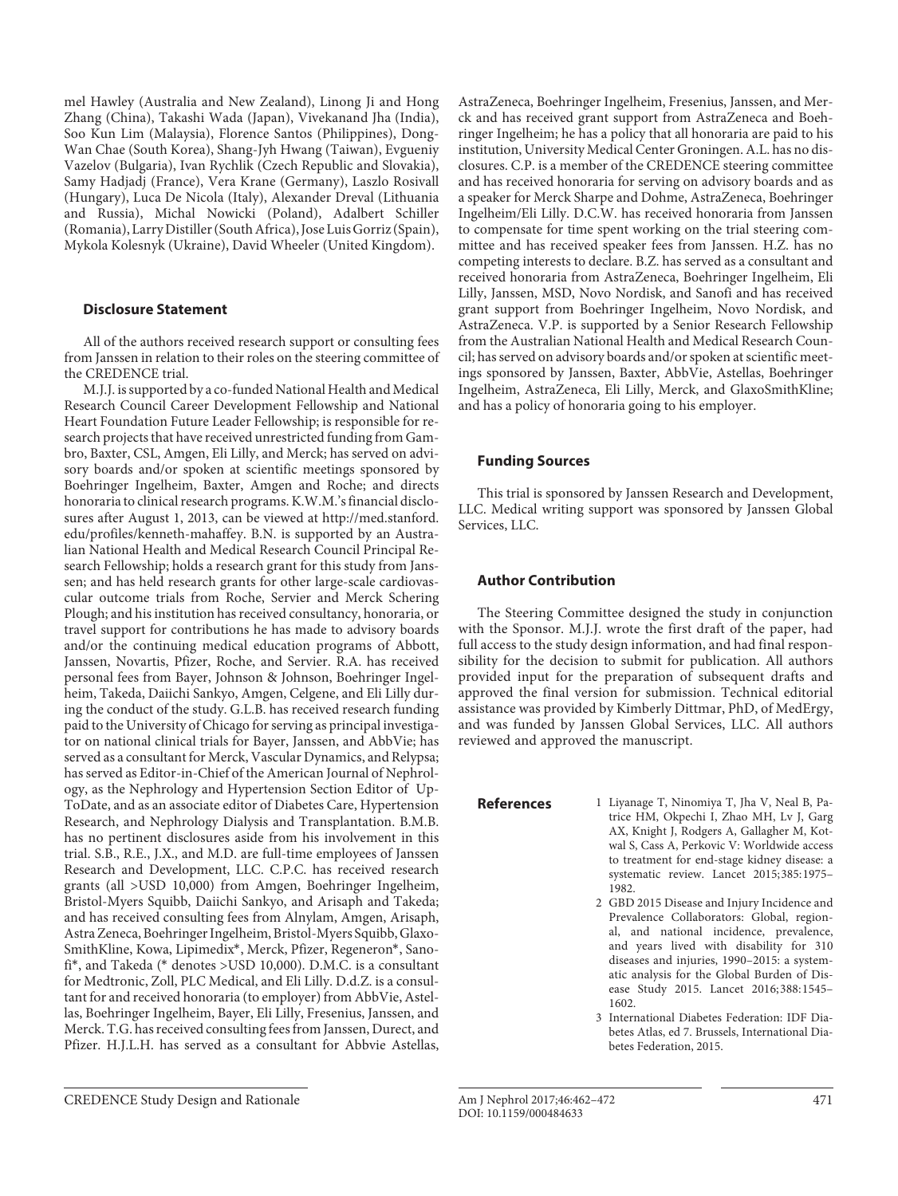mel Hawley (Australia and New Zealand), Linong Ji and Hong Zhang (China), Takashi Wada (Japan), Vivekanand Jha (India), Soo Kun Lim (Malaysia), Florence Santos (Philippines), Dong-Wan Chae (South Korea), Shang-Jyh Hwang (Taiwan), Evgueniy Vazelov (Bulgaria), Ivan Rychlik (Czech Republic and Slovakia), Samy Hadjadj (France), Vera Krane (Germany), Laszlo Rosivall (Hungary), Luca De Nicola (Italy), Alexander Dreval (Lithuania and Russia), Michal Nowicki (Poland), Adalbert Schiller (Romania), Larry Distiller (South Africa), Jose Luis Gorriz (Spain), Mykola Kolesnyk (Ukraine), David Wheeler (United Kingdom).

## Disclosure Statement

All of the authors received research support or consulting fees from Janssen in relation to their roles on the steering committee of the CREDENCE trial.

M.J.J. is supported by a co-funded National Health and Medical Research Council Career Development Fellowship and National Heart Foundation Future Leader Fellowship; is responsible for research projects that have received unrestricted funding from Gambro, Baxter, CSL, Amgen, Eli Lilly, and Merck; has served on advisory boards and/or spoken at scientific meetings sponsored by Boehringer Ingelheim, Baxter, Amgen and Roche; and directs honoraria to clinical research programs. K.W.M.'s financial disclosures after August 1, 2013, can be viewed at http://med.stanford.edu/profiles/kenneth-mahaffey. B.N. is supported by an Australian National Health and Medical Research Council Principal Research Fellowship; holds a research grant for this study from Janssen; and has held research grants for other large-scale cardiovascular outcome trials from Roche, Servier and Merck Schering Plough; and his institution has received consultancy, honoraria, or travel support for contributions he has made to advisory boards and/or the continuing medical education programs of Abbott, Janssen, Novartis, Pfizer, Roche, and Servier. R.A. has received personal fees from Bayer, Johnson & Johnson, Boehringer Ingelheim, Takeda, Daiichi Sankyo, Amgen, Celgene, and Eli Lilly during the conduct of the study. G.L.B. has received research funding paid to the University of Chicago for serving as principal investigator on national clinical trials for Bayer, Janssen, and AbbVie; has served as a consultant for Merck, Vascular Dynamics, and Relypsa; has served as Editor-in-Chief of the American Journal of Nephrology, as the Nephrology and Hypertension Section Editor of UpToDate, and as an associate editor of Diabetes Care, Hypertension Research, and Nephrology Dialysis and Transplantation. B.M.B. has no pertinent disclosures aside from his involvement in this trial. S.B., R.E., J.X., and M.D. are full-time employees of Janssen Research and Development, LLC. C.P.C. has received research grants (all >USD 10,000) from Amgen, Boehringer Ingelheim, Bristol-Myers Squibb, Daiichi Sankyo, and Arisaph and Takeda; and has received consulting fees from Alnylam, Amgen, Arisaph, Astra Zeneca, Boehringer Ingelheim, Bristol-Myers Squibb, GlaxoSmithKline, Kowa, Lipimedix*, Merck, Pfizer, Regeneron*, Sanofi*, and Takeda (* denotes >USD 10,000). D.M.C. is a consultant for Medtronic, Zoll, PLC Medical, and Eli Lilly. D.d.Z. is a consultant for and received honoraria (to employer) from AbbVie, Astellas, Boehringer Ingelheim, Bayer, Eli Lilly, Fresenius, Janssen, and Merck. T.G. has received consulting fees from Janssen, Durect, and Pfizer. H.J.L.H. has served as a consultant for Abbvie Astellas, AstraZeneca, Boehringer Ingelheim, Fresenius, Janssen, and Merck and has received grant support from AstraZeneca and Boehringer Ingelheim; he has a policy that all honoraria are paid to his institution, University Medical Center Groningen. A.L. has no disclosures. C.P. is a member of the CREDENCE steering committee and has received honoraria for serving on advisory boards and as a speaker for Merck Sharpe and Dohme, AstraZeneca, Boehringer Ingelheim/Eli Lilly. D.C.W. has received honoraria from Janssen to compensate for time spent working on the trial steering committee and has received speaker fees from Janssen. H.Z. has no competing interests to declare. B.Z. has served as a consultant and received honoraria from AstraZeneca, Boehringer Ingelheim, Eli Lilly, Janssen, MSD, Novo Nordisk, and Sanofi and has received grant support from Boehringer Ingelheim, Novo Nordisk, and AstraZeneca. V.P. is supported by a Senior Research Fellowship from the Australian National Health and Medical Research Council; has served on advisory boards and/or spoken at scientific meetings sponsored by Janssen, Baxter, AbbVie, Astellas, Boehringer Ingelheim, AstraZeneca, Eli Lilly, Merck, and GlaxoSmithKline; and has a policy of honoraria going to his employer.

## Funding Sources

This trial is sponsored by Janssen Research and Development, LLC. Medical writing support was sponsored by Janssen Global Services, LLC.

## Author Contribution

The Steering Committee designed the study in conjunction with the Sponsor. M.J.J. wrote the first draft of the paper, had full access to the study design information, and had final responsibility for the decision to submit for publication. All authors provided input for the preparation of subsequent drafts and approved the final version for submission. Technical editorial assistance was provided by Kimberly Dittmar, PhD, of MedErgy, and was funded by Janssen Global Services, LLC. All authors reviewed and approved the manuscript.

## References

1. Liyanage T, Ninomiya T, Jha V, Neal B, Patrice HM, Okpechi I, Zhao MH, Lv J, Garg AX, Knight J, Rodgers A, Gallagher M, Kotwal S, Cass A, Perkovic V: Worldwide access to treatment for end-stage kidney disease: a systematic review. Lancet 2015;385:1975–1982.
2. GBD 2015 Disease and Injury Incidence and Prevalence Collaborators: Global, regional, and national incidence, prevalence, and years lived with disability for 310 diseases and injuries, 1990–2015: a systematic analysis for the Global Burden of Disease Study 2015. Lancet 2016;388:1545–1602.
3. International Diabetes Federation: IDF Diabetes Atlas, ed 7. Brussels, International Diabetes Federation, 2015.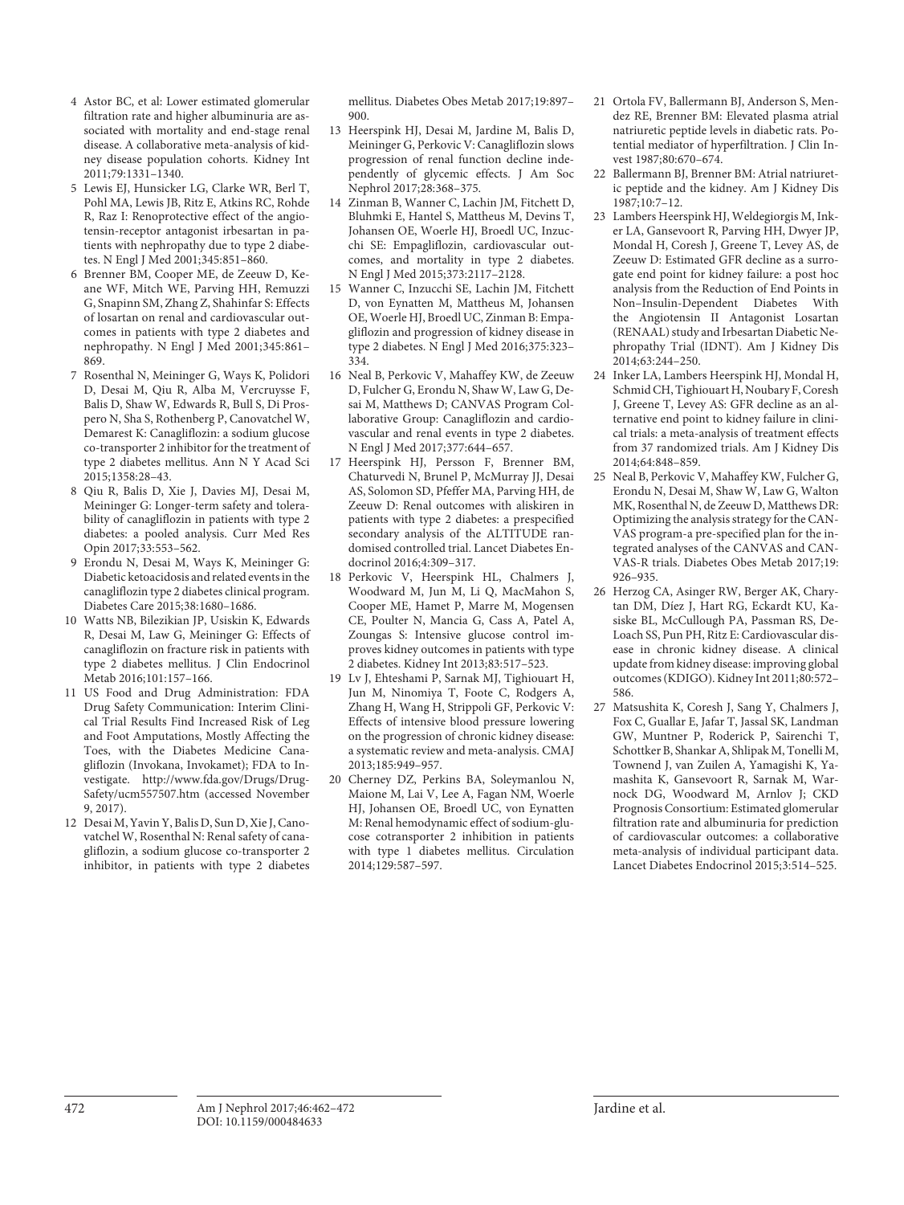4 Astor BC, et al: Lower estimated glomerular filtration rate and higher albuminuria are associated with mortality and end-stage renal disease. A collaborative meta-analysis of kidney disease population cohorts. Kidney Int 2011;79:1331–1340.

5 Lewis EJ, Hunsicker LG, Clarke WR, Berl T, Pohl MA, Lewis JB, Ritz E, Atkins RC, Rohde R, Raz I: Renoprotective effect of the angiotensin-receptor antagonist irbesartan in patients with nephropathy due to type 2 diabetes. N Engl J Med 2001;345:851–860.

6 Brenner BM, Cooper ME, de Zeeuw D, Keane WF, Mitch WE, Parving HH, Remuzzi G, Snapinn SM, Zhang Z, Shahinfar S: Effects of losartan on renal and cardiovascular outcomes in patients with type 2 diabetes and nephropathy. N Engl J Med 2001;345:861–869.

7 Rosenthal N, Meininger G, Ways K, Polidori D, Desai M, Qiu R, Alba M, Vercruysse F, Balis D, Shaw W, Edwards R, Bull S, Di Prospero N, Sha S, Rothenberg P, Canovatchel W, Demarest K: Canagliflozin: a sodium glucose co-transporter 2 inhibitor for the treatment of type 2 diabetes mellitus. Ann N Y Acad Sci 2015;1358:28–43.

8 Qiu R, Balis D, Xie J, Davies MJ, Desai M, Meininger G: Longer-term safety and tolerability of canagliflozin in patients with type 2 diabetes: a pooled analysis. Curr Med Res Opin 2017;33:553–562.

9 Erondu N, Desai M, Ways K, Meininger G: Diabetic ketoacidosis and related events in the canagliflozin type 2 diabetes clinical program. Diabetes Care 2015;38:1680–1686.

10 Watts NB, Bilezikian JP, Usiskin K, Edwards R, Desai M, Law G, Meininger G: Effects of canagliflozin on fracture risk in patients with type 2 diabetes mellitus. J Clin Endocrinol Metab 2016;101:157–166.

11 US Food and Drug Administration: FDA Drug Safety Communication: Interim Clinical Trial Results Find Increased Risk of Leg and Foot Amputations, Mostly Affecting the Toes, with the Diabetes Medicine Canagliflozin (Invokana, Invokamet); FDA to Investigate. http://www.fda.gov/Drugs/DrugSafety/ucm557507.htm (accessed November 9, 2017).

12 Desai M, Yavin Y, Balis D, Sun D, Xie J, Canovatchel W, Rosenthal N: Renal safety of canagliflozin, a sodium glucose co-transporter 2 inhibitor, in patients with type 2 diabetes mellitus. Diabetes Obes Metab 2017;19:897–900.

13 Heerspink HJ, Desai M, Jardine M, Balis D, Meininger G, Perkovic V: Canagliflozin slows progression of renal function decline independently of glycemic effects. J Am Soc Nephrol 2017;28:368–375.

14 Zinman B, Wanner C, Lachin JM, Fitchett D, Bluhmki E, Hantel S, Mattheus M, Devins T, Johansen OE, Woerle HJ, Broedl UC, Inzucchi SE: Empagliflozin, cardiovascular outcomes, and mortality in type 2 diabetes. N Engl J Med 2015;373:2117–2128.

15 Wanner C, Inzucchi SE, Lachin JM, Fitchett D, von Eynatten M, Mattheus M, Johansen OE, Woerle HJ, Broedl UC, Zinman B: Empagliflozin and progression of kidney disease in type 2 diabetes. N Engl J Med 2016;375:323–334.

16 Neal B, Perkovic V, Mahaffey KW, de Zeeuw D, Fulcher G, Erondu N, Shaw W, Law G, Desai M, Matthews D; CANVAS Program Collaborative Group: Canagliflozin and cardiovascular and renal events in type 2 diabetes. N Engl J Med 2017;377:644–657.

17 Heerspink HJ, Persson F, Brenner BM, Chaturvedi N, Brunel P, McMurray JJ, Desai AS, Solomon SD, Pfeffer MA, Parving HH, de Zeeuw D: Renal outcomes with aliskiren in patients with type 2 diabetes: a prespecified secondary analysis of the ALTITUDE randomised controlled trial. Lancet Diabetes Endocrinol 2016;4:309–317.

18 Perkovic V, Heerspink HL, Chalmers J, Woodward M, Jun M, Li Q, MacMahon S, Cooper ME, Hamet P, Marre M, Mogensen CE, Poulter N, Mancia G, Cass A, Patel A, Zoungas S: Intensive glucose control improves kidney outcomes in patients with type 2 diabetes. Kidney Int 2013;83:517–523.

19 Lv J, Ehteshami P, Sarnak MJ, Tighiouart H, Jun M, Ninomiya T, Foote C, Rodgers A, Zhang H, Wang H, Strippoli GF, Perkovic V: Effects of intensive blood pressure lowering on the progression of chronic kidney disease: a systematic review and meta-analysis. CMAJ 2013;185:949–957.

20 Cherney DZ, Perkins BA, Soleymanlou N, Maione M, Lai V, Lee A, Fagan NM, Woerle HJ, Johansen OE, Broedl UC, von Eynatten M: Renal hemodynamic effect of sodium-glucose cotransporter 2 inhibition in patients with type 1 diabetes mellitus. Circulation 2014;129:587–597.

21 Ortola FV, Ballermann BJ, Anderson S, Mendez RE, Brenner BM: Elevated plasma atrial natriuretic peptide levels in diabetic rats. Potential mediator of hyperfiltration. J Clin Invest 1987;80:670–674.

22 Ballermann BJ, Brenner BM: Atrial natriuretic peptide and the kidney. Am J Kidney Dis 1987;10:7–12.

23 Lambers Heerspink HJ, Weldegiorgis M, Inker LA, Gansevoort R, Parving HH, Dwyer JP, Mondal H, Coresh J, Greene T, Levey AS, de Zeeuw D: Estimated GFR decline as a surrogate end point for kidney failure: a post hoc analysis from the Reduction of End Points in Non–Insulin-Dependent Diabetes With the Angiotensin II Antagonist Losartan (RENAAL) study and Irbesartan Diabetic Nephropathy Trial (IDNT). Am J Kidney Dis 2014;63:244–250.

24 Inker LA, Lambers Heerspink HJ, Mondal H, Schmid CH, Tighiouart H, Noubary F, Coresh J, Greene T, Levey AS: GFR decline as an alternative end point to kidney failure in clinical trials: a meta-analysis of treatment effects from 37 randomized trials. Am J Kidney Dis 2014;64:848–859.

25 Neal B, Perkovic V, Mahaffey KW, Fulcher G, Erondu N, Desai M, Shaw W, Law G, Walton MK, Rosenthal N, de Zeeuw D, Matthews DR: Optimizing the analysis strategy for the CANVAS program-a pre-specified plan for the integrated analyses of the CANVAS and CANVAS-R trials. Diabetes Obes Metab 2017;19:926–935.

26 Herzog CA, Asinger RW, Berger AK, Charytan DM, Díez J, Hart RG, Eckardt KU, Kasiske BL, McCullough PA, Passman RS, DeLoach SS, Pun PH, Ritz E: Cardiovascular disease in chronic kidney disease. A clinical update from kidney disease: improving global outcomes (KDIGO). Kidney Int 2011;80:572–586.

27 Matsushita K, Coresh J, Sang Y, Chalmers J, Fox C, Guallar E, Jafar T, Jassal SK, Landman GW, Muntner P, Roderick P, Sairenchi T, Schottker B, Shankar A, Shlipak M, Tonelli M, Townend J, van Zuilen A, Yamagishi K, Yamashita K, Gansevoort R, Sarnak M, Warnock DG, Woodward M, Arnlov J; CKD Prognosis Consortium: Estimated glomerular filtration rate and albuminuria for prediction of cardiovascular outcomes: a collaborative meta-analysis of individual participant data. Lancet Diabetes Endocrinol 2015;3:514–525.